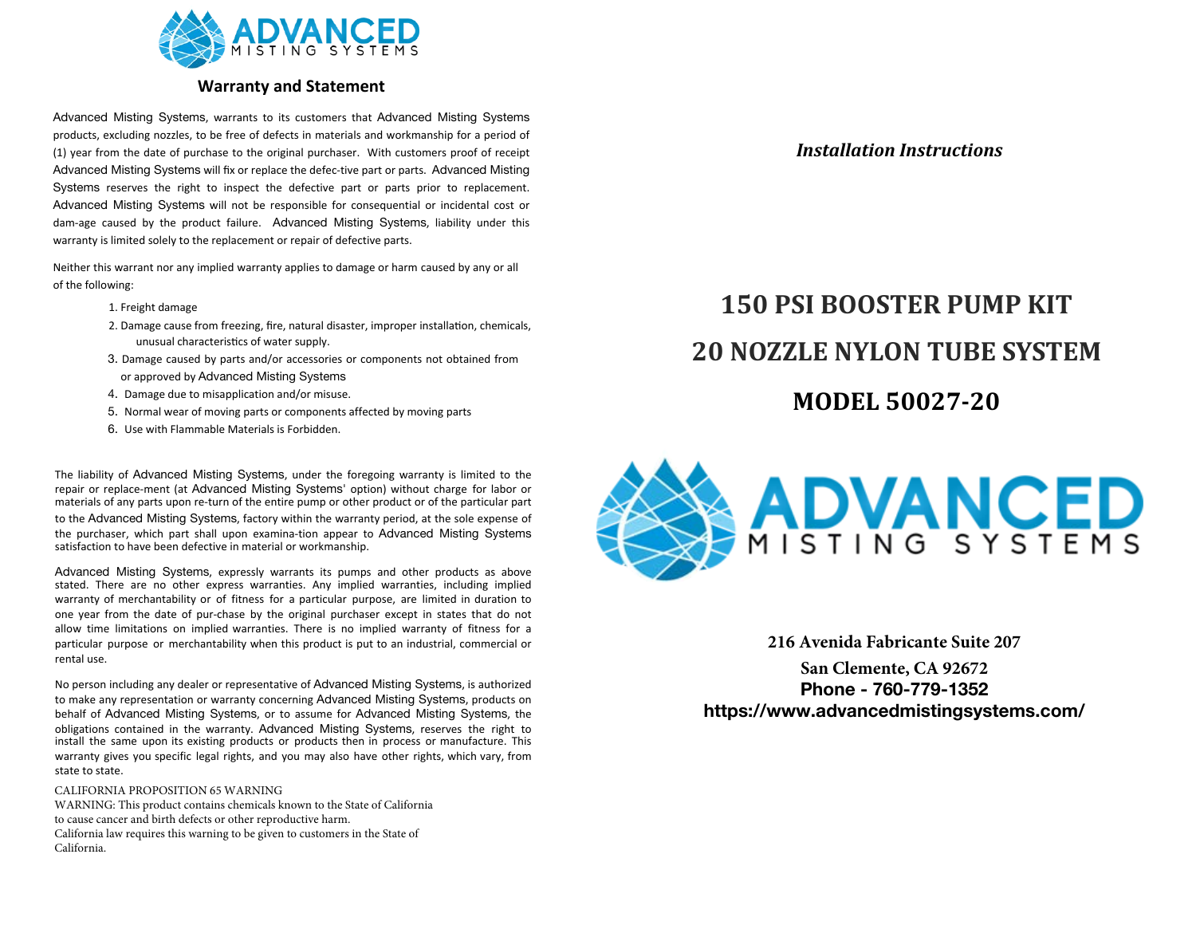ADVANCED MISTING SYSTEMS

## Warranty and Statement

Advanced Misting Systems, warrants to its customers that Advanced Misting Systems products, excluding nozzles, to be free of defects in materials and workmanship for a period of (1) year from the date of purchase to the original purchaser. With customers proof of receipt Advanced Misting Systems will fix or replace the defec-tive part or parts. Advanced Misting Systems reserves the right to inspect the defective part or parts prior to replacement. Advanced Misting Systems will not be responsible for consequential or incidental cost or dam-age caused by the product failure. Advanced Misting Systems, liability under this warranty is limited solely to the replacement or repair of defective parts.

Neither this warrant nor any implied warranty applies to damage or harm caused by any or all of the following:

1. Freight damage
2. Damage cause from freezing, fire, natural disaster, improper installation, chemicals, unusual characteristics of water supply.
3. Damage caused by parts and/or accessories or components not obtained from or approved by Advanced Misting Systems
4. Damage due to misapplication and/or misuse.
5. Normal wear of moving parts or components affected by moving parts
6. Use with Flammable Materials is Forbidden.

The liability of Advanced Misting Systems, under the foregoing warranty is limited to the repair or replace-ment (at Advanced Misting Systems' option) without charge for labor or materials of any parts upon re-turn of the entire pump or other product or of the particular part to the Advanced Misting Systems, factory within the warranty period, at the sole expense of the purchaser, which part shall upon examina-tion appear to Advanced Misting Systems satisfaction to have been defective in material or workmanship.

Advanced Misting Systems, expressly warrants its pumps and other products as above stated. There are no other express warranties. Any implied warranties, including implied warranty of merchantability or of fitness for a particular purpose, are limited in duration to one year from the date of pur-chase by the original purchaser except in states that do not allow time limitations on implied warranties. There is no implied warranty of fitness for a particular purpose or merchantability when this product is put to an industrial, commercial or rental use.

No person including any dealer or representative of Advanced Misting Systems, is authorized to make any representation or warranty concerning Advanced Misting Systems, products on behalf of Advanced Misting Systems, or to assume for Advanced Misting Systems, the obligations contained in the warranty. Advanced Misting Systems, reserves the right to install the same upon its existing products or products then in process or manufacture. This warranty gives you specific legal rights, and you may also have other rights, which vary, from state to state.

CALIFORNIA PROPOSITION 65 WARNING
WARNING: This product contains chemicals known to the State of California to cause cancer and birth defects or other reproductive harm.
California law requires this warning to be given to customers in the State of California.

***Installation Instructions***

# 150 PSI BOOSTER PUMP KIT

# 20 NOZZLE NYLON TUBE SYSTEM

# MODEL 50027-20

ADVANCED MISTING SYSTEMS

**216 Avenida Fabricante Suite 207**
**San Clemente, CA 92672**
**Phone - 760-779-1352**
**https://www.advancedmistingsystems.com/**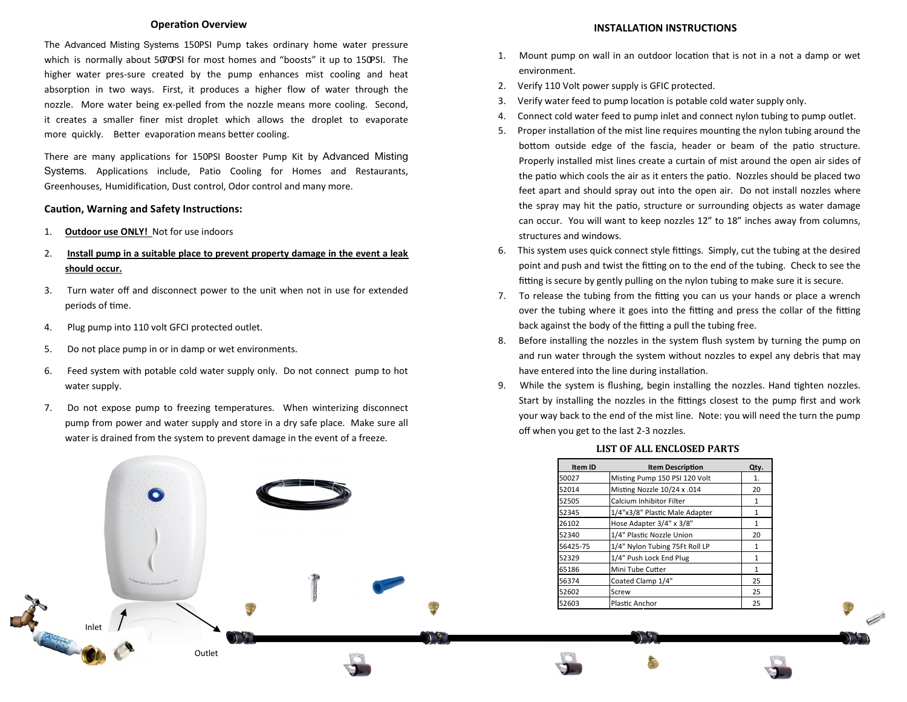## Operation Overview

The Advanced Misting Systems 150PSI Pump takes ordinary home water pressure which is normally about 50-70PSI for most homes and "boosts" it up to 150PSI. The higher water pres-sure created by the pump enhances mist cooling and heat absorption in two ways. First, it produces a higher flow of water through the nozzle. More water being ex-pelled from the nozzle means more cooling. Second, it creates a smaller finer mist droplet which allows the droplet to evaporate more quickly. Better evaporation means better cooling.

There are many applications for 150PSI Booster Pump Kit by Advanced Misting Systems. Applications include, Patio Cooling for Homes and Restaurants, Greenhouses, Humidification, Dust control, Odor control and many more.

### Caution, Warning and Safety Instructions:

1. **Outdoor use ONLY!** Not for use indoors
2. **Install pump in a suitable place to prevent property damage in the event a leak should occur.**
3. Turn water off and disconnect power to the unit when not in use for extended periods of time.
4. Plug pump into 110 volt GFCI protected outlet.
5. Do not place pump in or in damp or wet environments.
6. Feed system with potable cold water supply only. Do not connect pump to hot water supply.
7. Do not expose pump to freezing temperatures. When winterizing disconnect pump from power and water supply and store in a dry safe place. Make sure all water is drained from the system to prevent damage in the event of a freeze.

Inlet

Outlet

## INSTALLATION INSTRUCTIONS

1. Mount pump on wall in an outdoor location that is not in a not a damp or wet environment.
2. Verify 110 Volt power supply is GFIC protected.
3. Verify water feed to pump location is potable cold water supply only.
4. Connect cold water feed to pump inlet and connect nylon tubing to pump outlet.
5. Proper installation of the mist line requires mounting the nylon tubing around the bottom outside edge of the fascia, header or beam of the patio structure. Properly installed mist lines create a curtain of mist around the open air sides of the patio which cools the air as it enters the patio. Nozzles should be placed two feet apart and should spray out into the open air. Do not install nozzles where the spray may hit the patio, structure or surrounding objects as water damage can occur. You will want to keep nozzles 12" to 18" inches away from columns, structures and windows.
6. This system uses quick connect style fittings. Simply, cut the tubing at the desired point and push and twist the fitting on to the end of the tubing. Check to see the fitting is secure by gently pulling on the nylon tubing to make sure it is secure.
7. To release the tubing from the fitting you can us your hands or place a wrench over the tubing where it goes into the fitting and press the collar of the fitting back against the body of the fitting a pull the tubing free.
8. Before installing the nozzles in the system flush system by turning the pump on and run water through the system without nozzles to expel any debris that may have entered into the line during installation.
9. While the system is flushing, begin installing the nozzles. Hand tighten nozzles. Start by installing the nozzles in the fittings closest to the pump first and work your way back to the end of the mist line. Note: you will need the turn the pump off when you get to the last 2-3 nozzles.

### LIST OF ALL ENCLOSED PARTS

| Item ID | Item Description | Qty. |
|---|---|---|
| 50027 | Misting Pump 150 PSI 120 Volt | 1. |
| 52014 | Misting Nozzle 10/24 x .014 | 20 |
| 52505 | Calcium Inhibitor Filter | 1 |
| 52345 | 1/4"x3/8" Plastic Male Adapter | 1 |
| 26102 | Hose Adapter 3/4" x 3/8" | 1 |
| 52340 | 1/4" Plastic Nozzle Union | 20 |
| 56425-75 | 1/4" Nylon Tubing 75Ft Roll LP | 1 |
| 52329 | 1/4" Push Lock End Plug | 1 |
| 65186 | Mini Tube Cutter | 1 |
| 56374 | Coated Clamp 1/4" | 25 |
| 52602 | Screw | 25 |
| 52603 | Plastic Anchor | 25 |